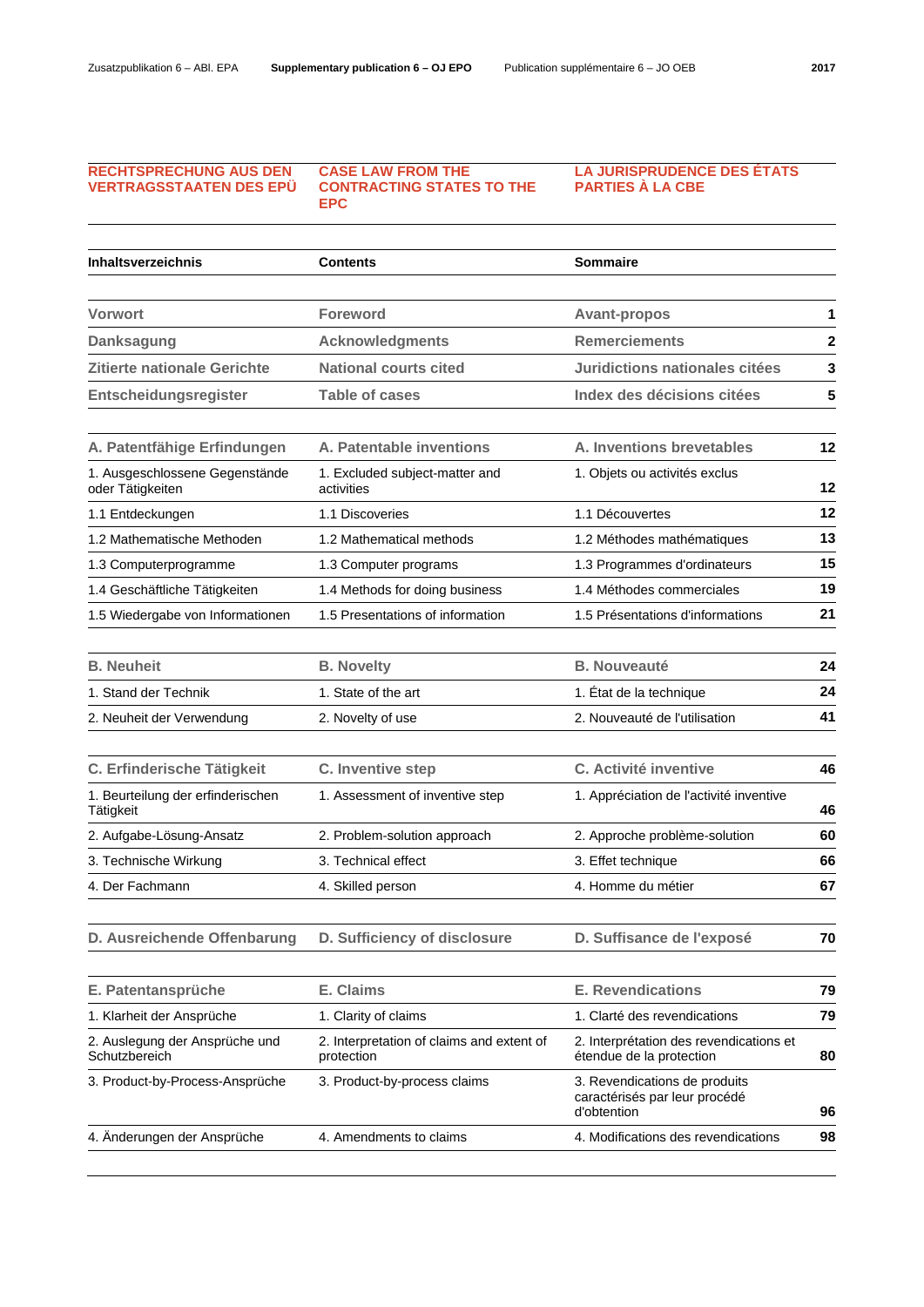# RECHTSPRECHUNG AUS DEN VERTRAGSSTAATEN DES EPÜ | CASE LAW FROM THE CONTRACTING STATES TO THE EPC | LA JURISPRUDENCE DES ÉTATS PARTIES À LA CBE

| Inhaltsverzeichnis | Contents | Sommaire | |
|---|---|---|---|
| **Vorwort** | **Foreword** | **Avant-propos** | **1** |
| **Danksagung** | **Acknowledgments** | **Remerciements** | **2** |
| **Zitierte nationale Gerichte** | **National courts cited** | **Juridictions nationales citées** | **3** |
| **Entscheidungsregister** | **Table of cases** | **Index des décisions citées** | **5** |
| **A. Patentfähige Erfindungen** | **A. Patentable inventions** | **A. Inventions brevetables** | **12** |
| 1. Ausgeschlossene Gegenstände oder Tätigkeiten | 1. Excluded subject-matter and activities | 1. Objets ou activités exclus | **12** |
| 1.1 Entdeckungen | 1.1 Discoveries | 1.1 Découvertes | **12** |
| 1.2 Mathematische Methoden | 1.2 Mathematical methods | 1.2 Méthodes mathématiques | **13** |
| 1.3 Computerprogramme | 1.3 Computer programs | 1.3 Programmes d'ordinateurs | **15** |
| 1.4 Geschäftliche Tätigkeiten | 1.4 Methods for doing business | 1.4 Méthodes commerciales | **19** |
| 1.5 Wiedergabe von Informationen | 1.5 Presentations of information | 1.5 Présentations d'informations | **21** |
| **B. Neuheit** | **B. Novelty** | **B. Nouveauté** | **24** |
| 1. Stand der Technik | 1. State of the art | 1. État de la technique | **24** |
| 2. Neuheit der Verwendung | 2. Novelty of use | 2. Nouveauté de l'utilisation | **41** |
| **C. Erfinderische Tätigkeit** | **C. Inventive step** | **C. Activité inventive** | **46** |
| 1. Beurteilung der erfinderischen Tätigkeit | 1. Assessment of inventive step | 1. Appréciation de l'activité inventive | **46** |
| 2. Aufgabe-Lösung-Ansatz | 2. Problem-solution approach | 2. Approche problème-solution | **60** |
| 3. Technische Wirkung | 3. Technical effect | 3. Effet technique | **66** |
| 4. Der Fachmann | 4. Skilled person | 4. Homme du métier | **67** |
| **D. Ausreichende Offenbarung** | **D. Sufficiency of disclosure** | **D. Suffisance de l'exposé** | **70** |
| **E. Patentansprüche** | **E. Claims** | **E. Revendications** | **79** |
| 1. Klarheit der Ansprüche | 1. Clarity of claims | 1. Clarté des revendications | **79** |
| 2. Auslegung der Ansprüche und Schutzbereich | 2. Interpretation of claims and extent of protection | 2. Interprétation des revendications et étendue de la protection | **80** |
| 3. Product-by-Process-Ansprüche | 3. Product-by-process claims | 3. Revendications de produits caractérisés par leur procédé d'obtention | **96** |
| 4. Änderungen der Ansprüche | 4. Amendments to claims | 4. Modifications des revendications | **98** |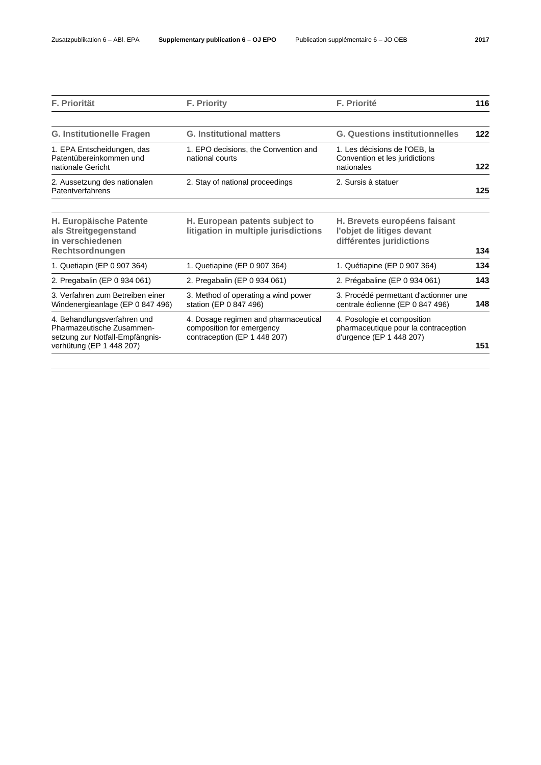| | | | |
|---|---|---|---|
| **F. Priorität** | **F. Priority** | **F. Priorité** | **116** |
| **G. Institutionelle Fragen** | **G. Institutional matters** | **G. Questions institutionnelles** | **122** |
| 1. EPA Entscheidungen, das Patentübereinkommen und nationale Gericht | 1. EPO decisions, the Convention and national courts | 1. Les décisions de l'OEB, la Convention et les juridictions nationales | **122** |
| 2. Aussetzung des nationalen Patentverfahrens | 2. Stay of national proceedings | 2. Sursis à statuer | **125** |
| **H. Europäische Patente als Streitgegenstand in verschiedenen Rechtsordnungen** | **H. European patents subject to litigation in multiple jurisdictions** | **H. Brevets européens faisant l'objet de litiges devant différentes juridictions** | **134** |
| 1. Quetiapin (EP 0 907 364) | 1. Quetiapine (EP 0 907 364) | 1. Quétiapine (EP 0 907 364) | **134** |
| 2. Pregabalin (EP 0 934 061) | 2. Pregabalin (EP 0 934 061) | 2. Prégabaline (EP 0 934 061) | **143** |
| 3. Verfahren zum Betreiben einer Windenergieanlage (EP 0 847 496) | 3. Method of operating a wind power station (EP 0 847 496) | 3. Procédé permettant d'actionner une centrale éolienne (EP 0 847 496) | **148** |
| 4. Behandlungsverfahren und Pharmazeutische Zusammensetzung zur Notfall-Empfängnisverhütung (EP 1 448 207) | 4. Dosage regimen and pharmaceutical composition for emergency contraception (EP 1 448 207) | 4. Posologie et composition pharmaceutique pour la contraception d'urgence (EP 1 448 207) | **151** |